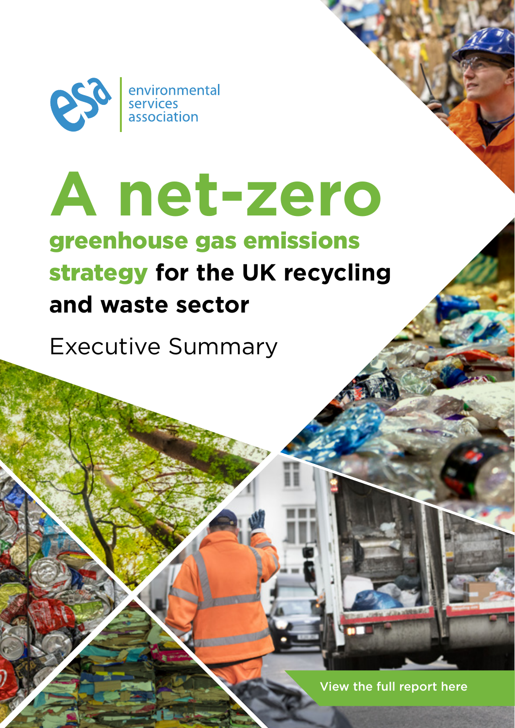esa | environmental services association

# A net-zero greenhouse gas emissions strategy for the UK recycling and waste sector

Executive Summary

View the full report here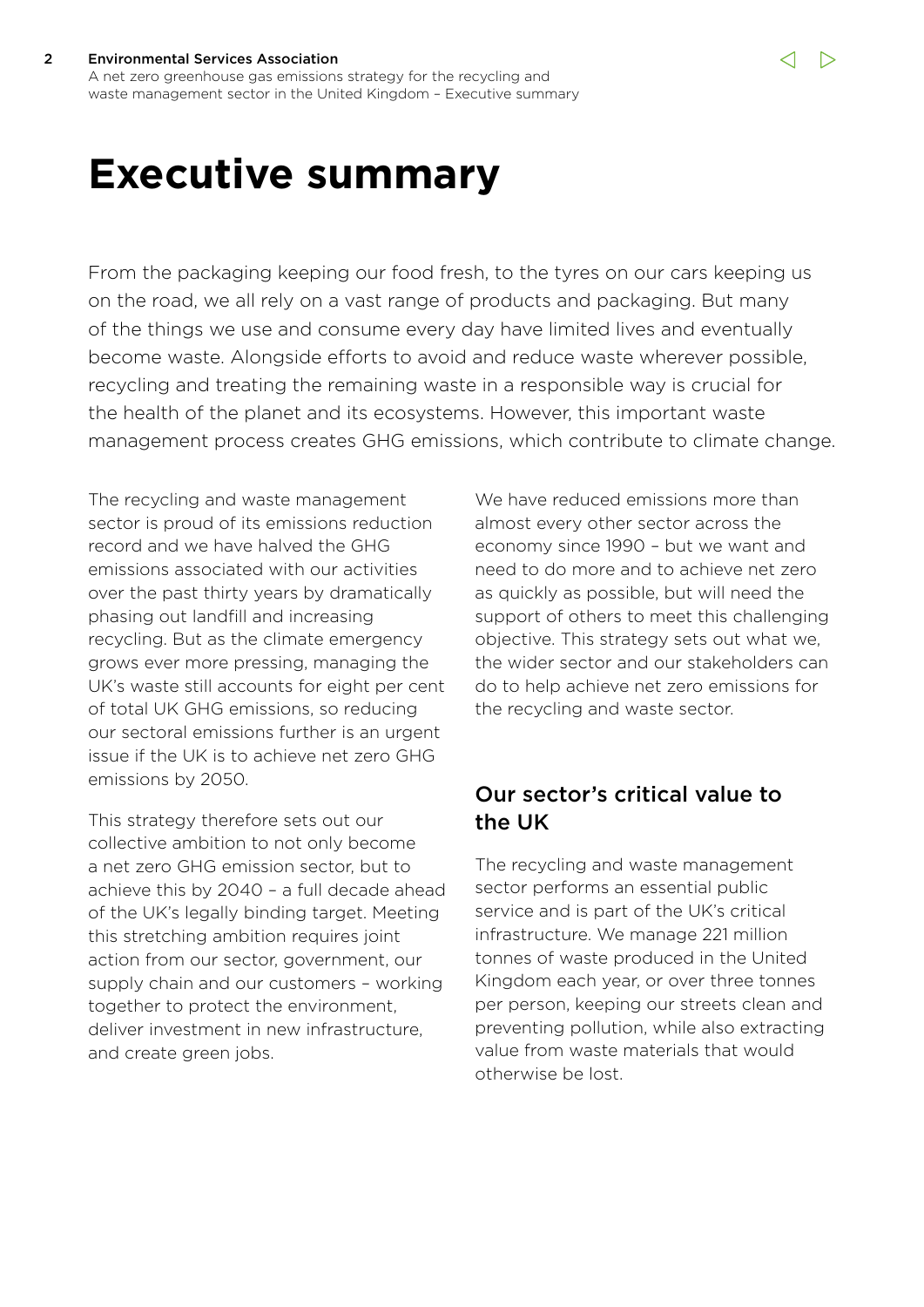# Executive summary

From the packaging keeping our food fresh, to the tyres on our cars keeping us on the road, we all rely on a vast range of products and packaging. But many of the things we use and consume every day have limited lives and eventually become waste. Alongside efforts to avoid and reduce waste wherever possible, recycling and treating the remaining waste in a responsible way is crucial for the health of the planet and its ecosystems. However, this important waste management process creates GHG emissions, which contribute to climate change.

The recycling and waste management sector is proud of its emissions reduction record and we have halved the GHG emissions associated with our activities over the past thirty years by dramatically phasing out landfill and increasing recycling. But as the climate emergency grows ever more pressing, managing the UK's waste still accounts for eight per cent of total UK GHG emissions, so reducing our sectoral emissions further is an urgent issue if the UK is to achieve net zero GHG emissions by 2050.

This strategy therefore sets out our collective ambition to not only become a net zero GHG emission sector, but to achieve this by 2040 – a full decade ahead of the UK's legally binding target. Meeting this stretching ambition requires joint action from our sector, government, our supply chain and our customers – working together to protect the environment, deliver investment in new infrastructure, and create green jobs.

We have reduced emissions more than almost every other sector across the economy since 1990 – but we want and need to do more and to achieve net zero as quickly as possible, but will need the support of others to meet this challenging objective. This strategy sets out what we, the wider sector and our stakeholders can do to help achieve net zero emissions for the recycling and waste sector.

## Our sector's critical value to the UK

The recycling and waste management sector performs an essential public service and is part of the UK's critical infrastructure. We manage 221 million tonnes of waste produced in the United Kingdom each year, or over three tonnes per person, keeping our streets clean and preventing pollution, while also extracting value from waste materials that would otherwise be lost.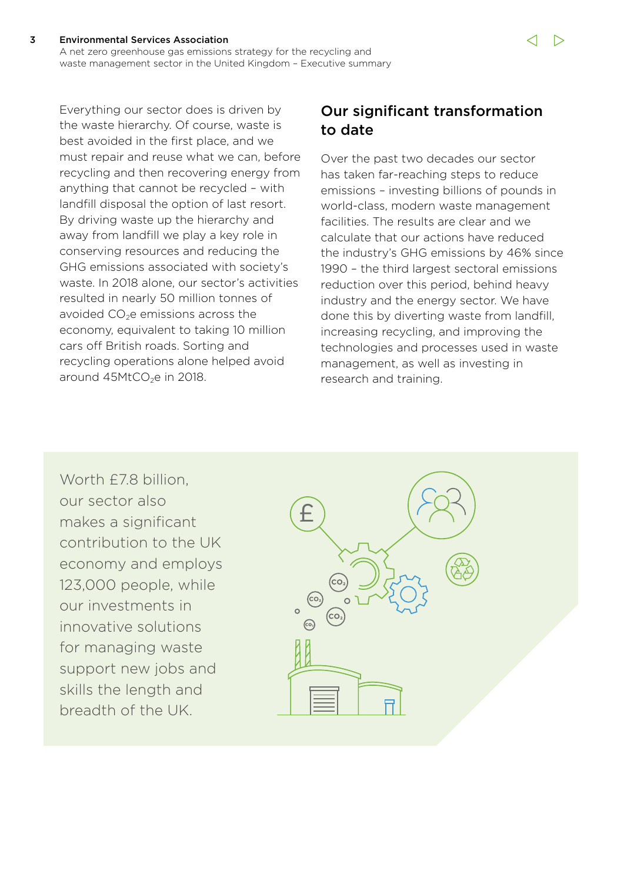Everything our sector does is driven by the waste hierarchy. Of course, waste is best avoided in the first place, and we must repair and reuse what we can, before recycling and then recovering energy from anything that cannot be recycled – with landfill disposal the option of last resort. By driving waste up the hierarchy and away from landfill we play a key role in conserving resources and reducing the GHG emissions associated with society's waste. In 2018 alone, our sector's activities resulted in nearly 50 million tonnes of avoided $CO_2e$ emissions across the economy, equivalent to taking 10 million cars off British roads. Sorting and recycling operations alone helped avoid around 45Mt$CO_2e$ in 2018.

## Our significant transformation to date

Over the past two decades our sector has taken far-reaching steps to reduce emissions – investing billions of pounds in world-class, modern waste management facilities. The results are clear and we calculate that our actions have reduced the industry's GHG emissions by 46% since 1990 – the third largest sectoral emissions reduction over this period, behind heavy industry and the energy sector. We have done this by diverting waste from landfill, increasing recycling, and improving the technologies and processes used in waste management, as well as investing in research and training.

Worth £7.8 billion, our sector also makes a significant contribution to the UK economy and employs 123,000 people, while our investments in innovative solutions for managing waste support new jobs and skills the length and breadth of the UK.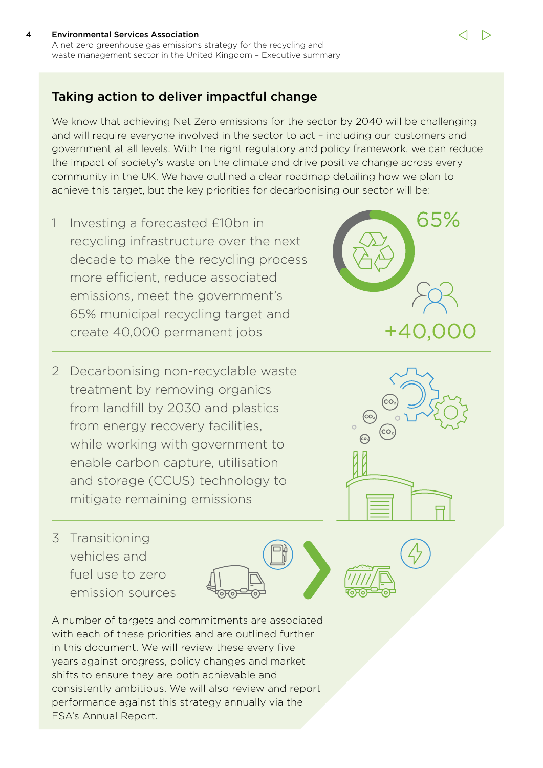## Taking action to deliver impactful change

We know that achieving Net Zero emissions for the sector by 2040 will be challenging and will require everyone involved in the sector to act – including our customers and government at all levels. With the right regulatory and policy framework, we can reduce the impact of society's waste on the climate and drive positive change across every community in the UK. We have outlined a clear roadmap detailing how we plan to achieve this target, but the key priorities for decarbonising our sector will be:

1. Investing a forecasted £10bn in recycling infrastructure over the next decade to make the recycling process more efficient, reduce associated emissions, meet the government's 65% municipal recycling target and create 40,000 permanent jobs

65%

+40,000

2. Decarbonising non-recyclable waste treatment by removing organics from landfill by 2030 and plastics from energy recovery facilities, while working with government to enable carbon capture, utilisation and storage (CCUS) technology to mitigate remaining emissions

3. Transitioning vehicles and fuel use to zero emission sources

A number of targets and commitments are associated with each of these priorities and are outlined further in this document. We will review these every five years against progress, policy changes and market shifts to ensure they are both achievable and consistently ambitious. We will also review and report performance against this strategy annually via the ESA's Annual Report.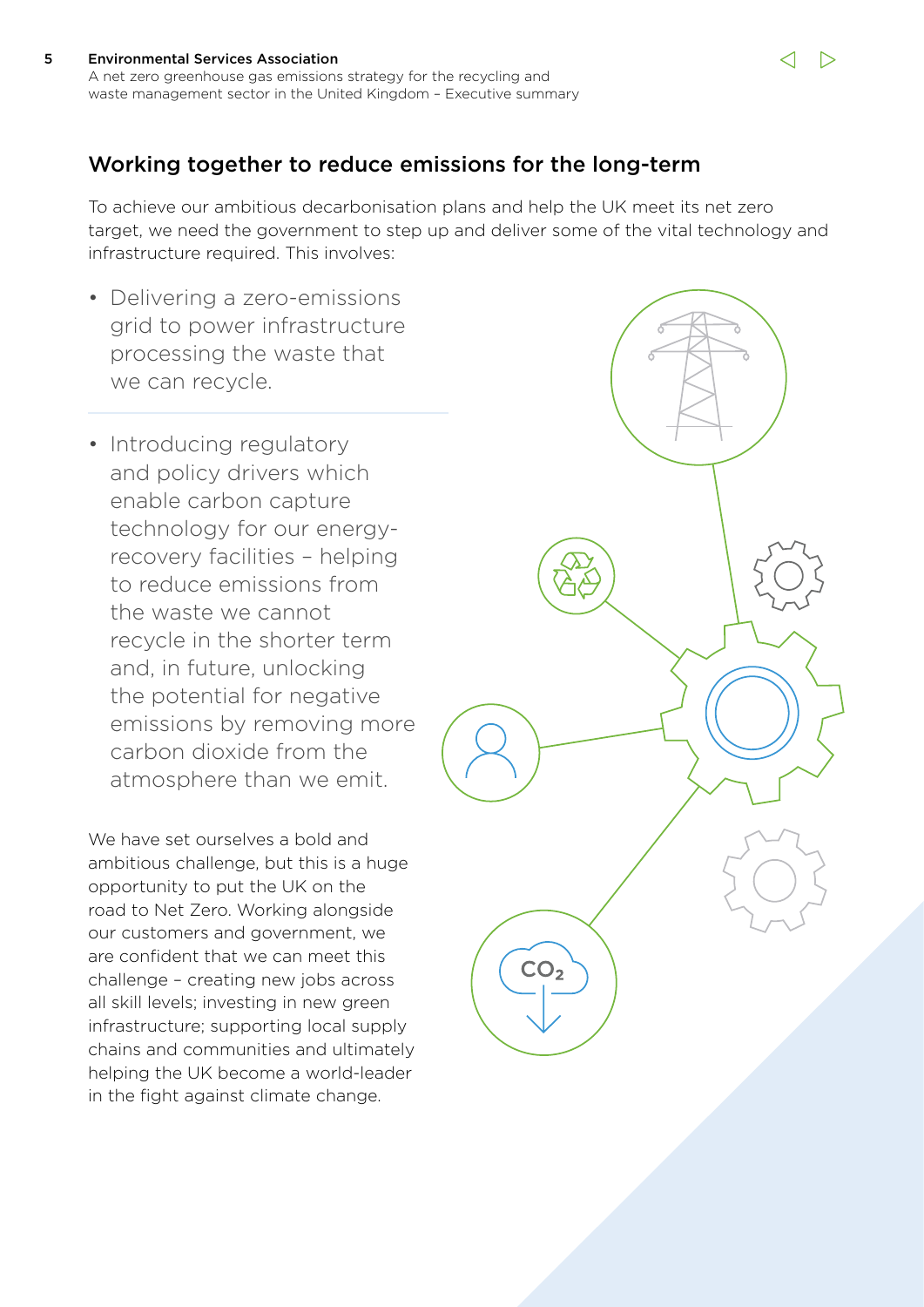## Working together to reduce emissions for the long-term

To achieve our ambitious decarbonisation plans and help the UK meet its net zero target, we need the government to step up and deliver some of the vital technology and infrastructure required. This involves:

- Delivering a zero-emissions grid to power infrastructure processing the waste that we can recycle.
- Introducing regulatory and policy drivers which enable carbon capture technology for our energy-recovery facilities – helping to reduce emissions from the waste we cannot recycle in the shorter term and, in future, unlocking the potential for negative emissions by removing more carbon dioxide from the atmosphere than we emit.

We have set ourselves a bold and ambitious challenge, but this is a huge opportunity to put the UK on the road to Net Zero. Working alongside our customers and government, we are confident that we can meet this challenge – creating new jobs across all skill levels; investing in new green infrastructure; supporting local supply chains and communities and ultimately helping the UK become a world-leader in the fight against climate change.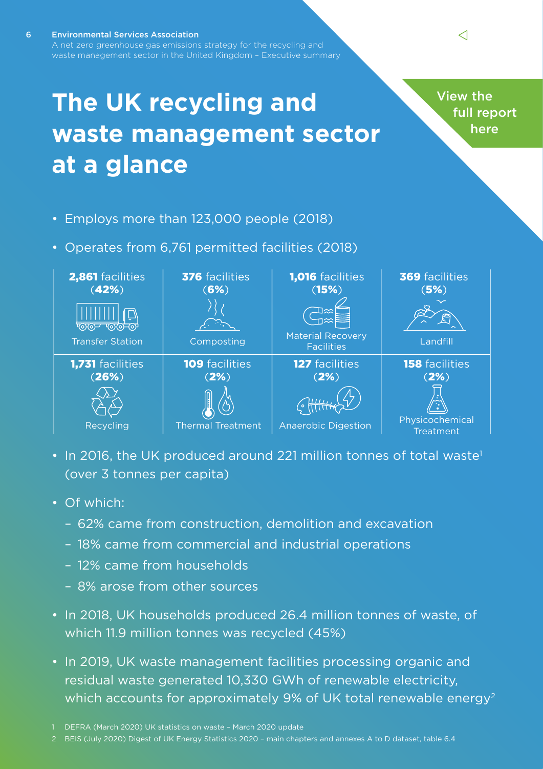# The UK recycling and waste management sector at a glance

View the full report here

- Employs more than 123,000 people (2018)
- Operates from 6,761 permitted facilities (2018)

| | | | |
|---|---|---|---|
| **2,861** facilities (**42%**) Transfer Station | **376** facilities (**6%**) Composting | **1,016** facilities (**15%**) Material Recovery Facilities | **369** facilities (**5%**) Landfill |
| **1,731** facilities (**26%**) Recycling | **109** facilities (**2%**) Thermal Treatment | **127** facilities (**2%**) Anaerobic Digestion | **158** facilities (**2%**) Physicochemical Treatment |

- In 2016, the UK produced around 221 million tonnes of total waste[1] (over 3 tonnes per capita)
- Of which:
  - 62% came from construction, demolition and excavation
  - 18% came from commercial and industrial operations
  - 12% came from households
  - 8% arose from other sources
- In 2018, UK households produced 26.4 million tonnes of waste, of which 11.9 million tonnes was recycled (45%)
- In 2019, UK waste management facilities processing organic and residual waste generated 10,330 GWh of renewable electricity, which accounts for approximately 9% of UK total renewable energy[2]

1 DEFRA (March 2020) UK statistics on waste – March 2020 update

2 BEIS (July 2020) Digest of UK Energy Statistics 2020 – main chapters and annexes A to D dataset, table 6.4